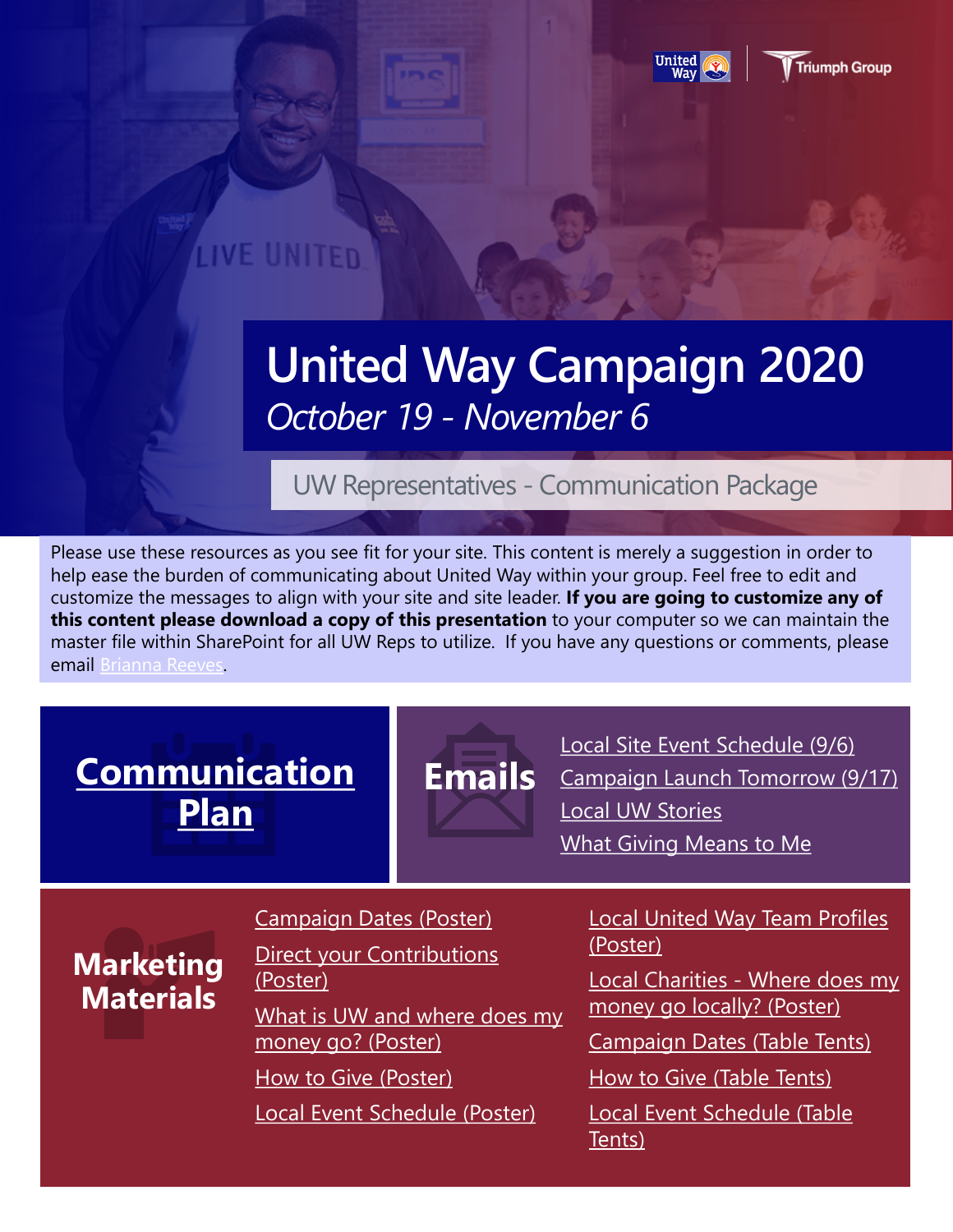United Way | Triumph Group

# United Way Campaign 2020

*October 19 - November 6*

UW Representatives - Communication Package

Please use these resources as you see fit for your site. This content is merely a suggestion in order to help ease the burden of communicating about United Way within your group. Feel free to edit and customize the messages to align with your site and site leader. **If you are going to customize any of this content please download a copy of this presentation** to your computer so we can maintain the master file within SharePoint for all UW Reps to utilize. If you have any questions or comments, please email Brianna Reeves.

## Communication Plan

## Emails

- Local Site Event Schedule (9/6)
- Campaign Launch Tomorrow (9/17)
- Local UW Stories
- What Giving Means to Me

## Marketing Materials

- Campaign Dates (Poster)
- Direct your Contributions (Poster)
- What is UW and where does my money go? (Poster)
- How to Give (Poster)
- Local Event Schedule (Poster)
- Local United Way Team Profiles (Poster)
- Local Charities - Where does my money go locally? (Poster)
- Campaign Dates (Table Tents)
- How to Give (Table Tents)
- Local Event Schedule (Table Tents)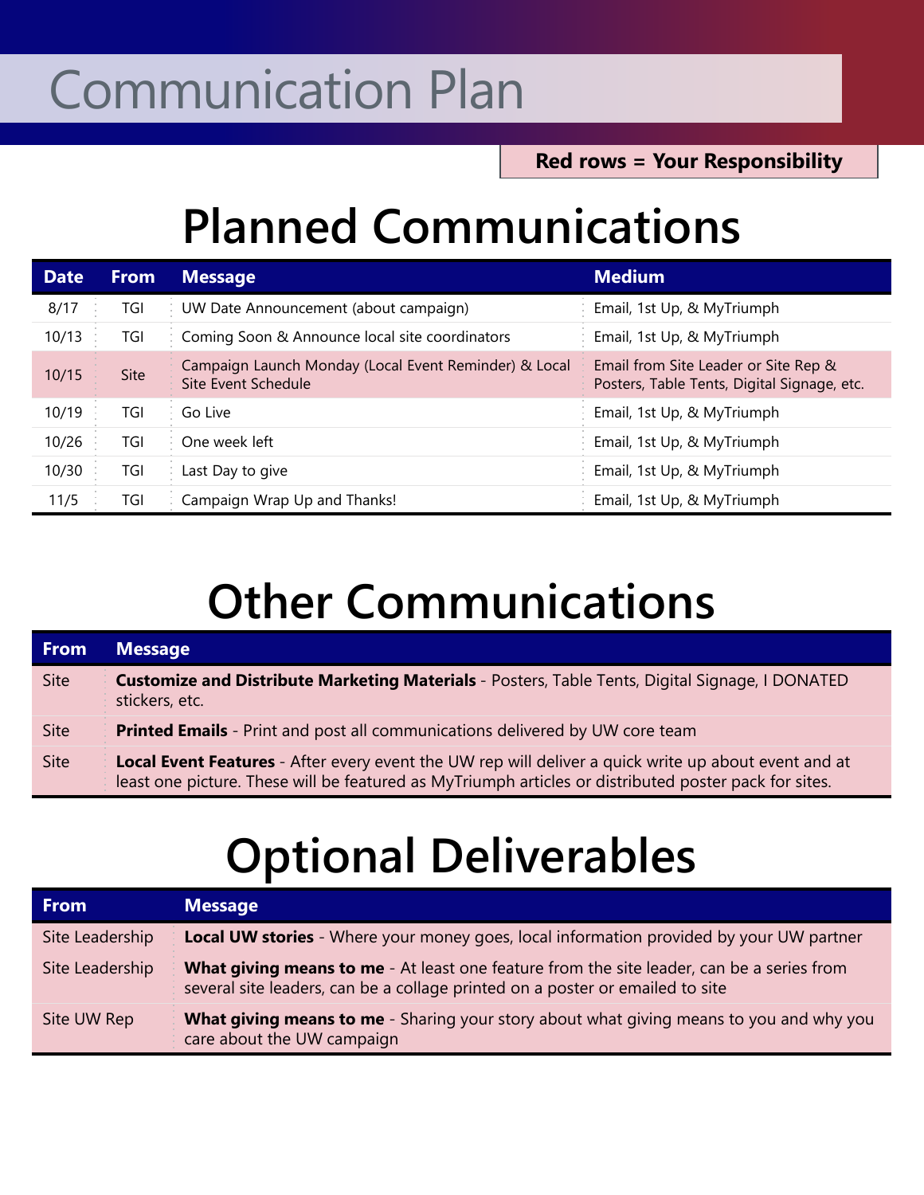# Communication Plan

**Red rows = Your Responsibility**

## Planned Communications

| Date | From | Message | Medium |
|---|---|---|---|
| 8/17 | TGI | UW Date Announcement (about campaign) | Email, 1st Up, & MyTriumph |
| 10/13 | TGI | Coming Soon & Announce local site coordinators | Email, 1st Up, & MyTriumph |
| 10/15 | Site | Campaign Launch Monday (Local Event Reminder) & Local Site Event Schedule | Email from Site Leader or Site Rep & Posters, Table Tents, Digital Signage, etc. |
| 10/19 | TGI | Go Live | Email, 1st Up, & MyTriumph |
| 10/26 | TGI | One week left | Email, 1st Up, & MyTriumph |
| 10/30 | TGI | Last Day to give | Email, 1st Up, & MyTriumph |
| 11/5 | TGI | Campaign Wrap Up and Thanks! | Email, 1st Up, & MyTriumph |

## Other Communications

| From | Message |
|---|---|
| Site | **Customize and Distribute Marketing Materials** - Posters, Table Tents, Digital Signage, I DONATED stickers, etc. |
| Site | **Printed Emails** - Print and post all communications delivered by UW core team |
| Site | **Local Event Features** - After every event the UW rep will deliver a quick write up about event and at least one picture. These will be featured as MyTriumph articles or distributed poster pack for sites. |

## Optional Deliverables

| From | Message |
|---|---|
| Site Leadership | **Local UW stories** - Where your money goes, local information provided by your UW partner |
| Site Leadership | **What giving means to me** - At least one feature from the site leader, can be a series from several site leaders, can be a collage printed on a poster or emailed to site |
| Site UW Rep | **What giving means to me** - Sharing your story about what giving means to you and why you care about the UW campaign |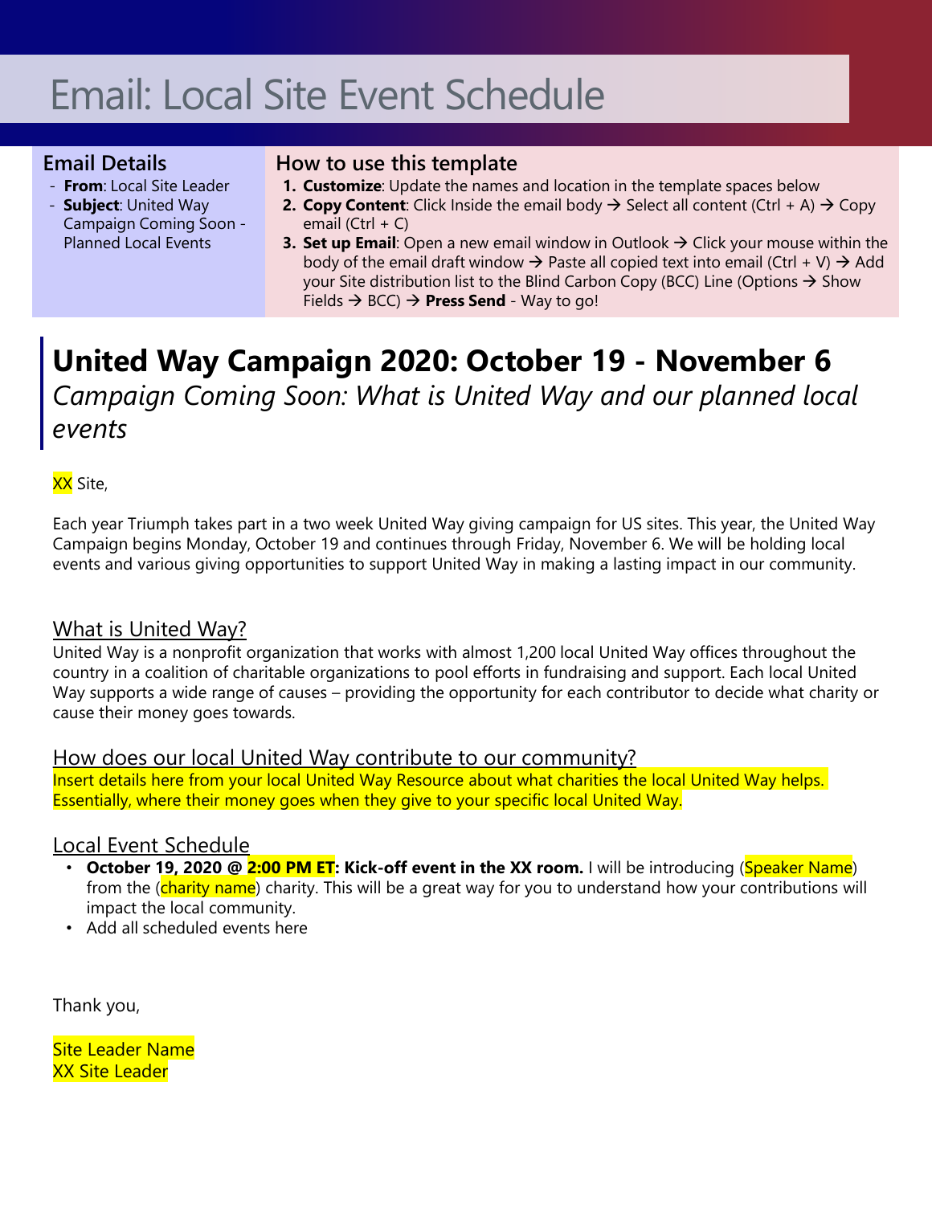# Email: Local Site Event Schedule

## Email Details

- **From**: Local Site Leader
- **Subject**: United Way Campaign Coming Soon - Planned Local Events

## How to use this template

1. **Customize**: Update the names and location in the template spaces below
2. **Copy Content**: Click Inside the email body → Select all content (Ctrl + A) → Copy email (Ctrl + C)
3. **Set up Email**: Open a new email window in Outlook → Click your mouse within the body of the email draft window → Paste all copied text into email (Ctrl + V) → Add your Site distribution list to the Blind Carbon Copy (BCC) Line (Options → Show Fields → BCC) → **Press Send** - Way to go!

# United Way Campaign 2020: October 19 - November 6

*Campaign Coming Soon: What is United Way and our planned local events*

XX Site,

Each year Triumph takes part in a two week United Way giving campaign for US sites. This year, the United Way Campaign begins Monday, October 19 and continues through Friday, November 6. We will be holding local events and various giving opportunities to support United Way in making a lasting impact in our community.

## What is United Way?

United Way is a nonprofit organization that works with almost 1,200 local United Way offices throughout the country in a coalition of charitable organizations to pool efforts in fundraising and support. Each local United Way supports a wide range of causes – providing the opportunity for each contributor to decide what charity or cause their money goes towards.

## How does our local United Way contribute to our community?

Insert details here from your local United Way Resource about what charities the local United Way helps. Essentially, where their money goes when they give to your specific local United Way.

## Local Event Schedule

- **October 19, 2020 @ 2:00 PM ET: Kick-off event in the XX room.** I will be introducing (Speaker Name) from the (charity name) charity. This will be a great way for you to understand how your contributions will impact the local community.
- Add all scheduled events here

Thank you,

Site Leader Name
XX Site Leader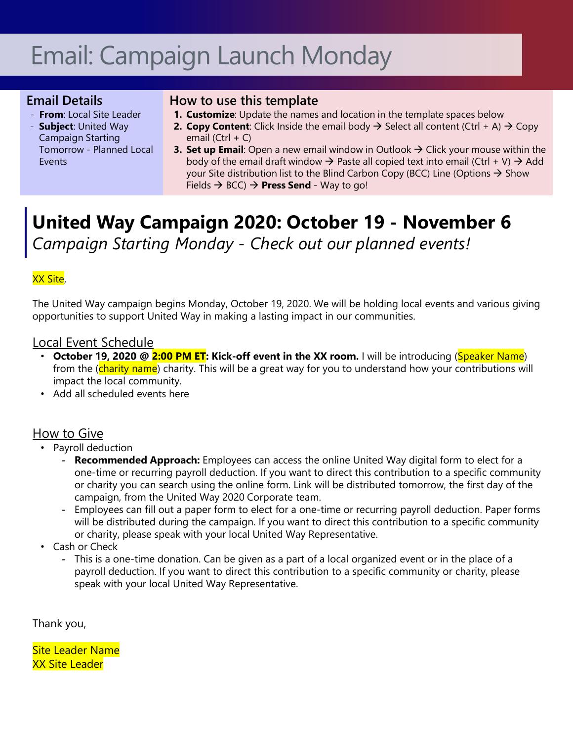# Email: Campaign Launch Monday

## Email Details

- **From**: Local Site Leader
- **Subject**: United Way Campaign Starting Tomorrow - Planned Local Events

## How to use this template

1. **Customize**: Update the names and location in the template spaces below
2. **Copy Content**: Click Inside the email body → Select all content (Ctrl + A) → Copy email (Ctrl + C)
3. **Set up Email**: Open a new email window in Outlook → Click your mouse within the body of the email draft window → Paste all copied text into email (Ctrl + V) → Add your Site distribution list to the Blind Carbon Copy (BCC) Line (Options → Show Fields → BCC) → **Press Send** - Way to go!

# United Way Campaign 2020: October 19 - November 6

*Campaign Starting Monday - Check out our planned events!*

XX Site,

The United Way campaign begins Monday, October 19, 2020. We will be holding local events and various giving opportunities to support United Way in making a lasting impact in our communities.

## Local Event Schedule

- **October 19, 2020 @ 2:00 PM ET: Kick-off event in the XX room.** I will be introducing (Speaker Name) from the (charity name) charity. This will be a great way for you to understand how your contributions will impact the local community.
- Add all scheduled events here

## How to Give

- Payroll deduction
  - **Recommended Approach:** Employees can access the online United Way digital form to elect for a one-time or recurring payroll deduction. If you want to direct this contribution to a specific community or charity you can search using the online form. Link will be distributed tomorrow, the first day of the campaign, from the United Way 2020 Corporate team.
  - Employees can fill out a paper form to elect for a one-time or recurring payroll deduction. Paper forms will be distributed during the campaign. If you want to direct this contribution to a specific community or charity, please speak with your local United Way Representative.
- Cash or Check
  - This is a one-time donation. Can be given as a part of a local organized event or in the place of a payroll deduction. If you want to direct this contribution to a specific community or charity, please speak with your local United Way Representative.

Thank you,

Site Leader Name
XX Site Leader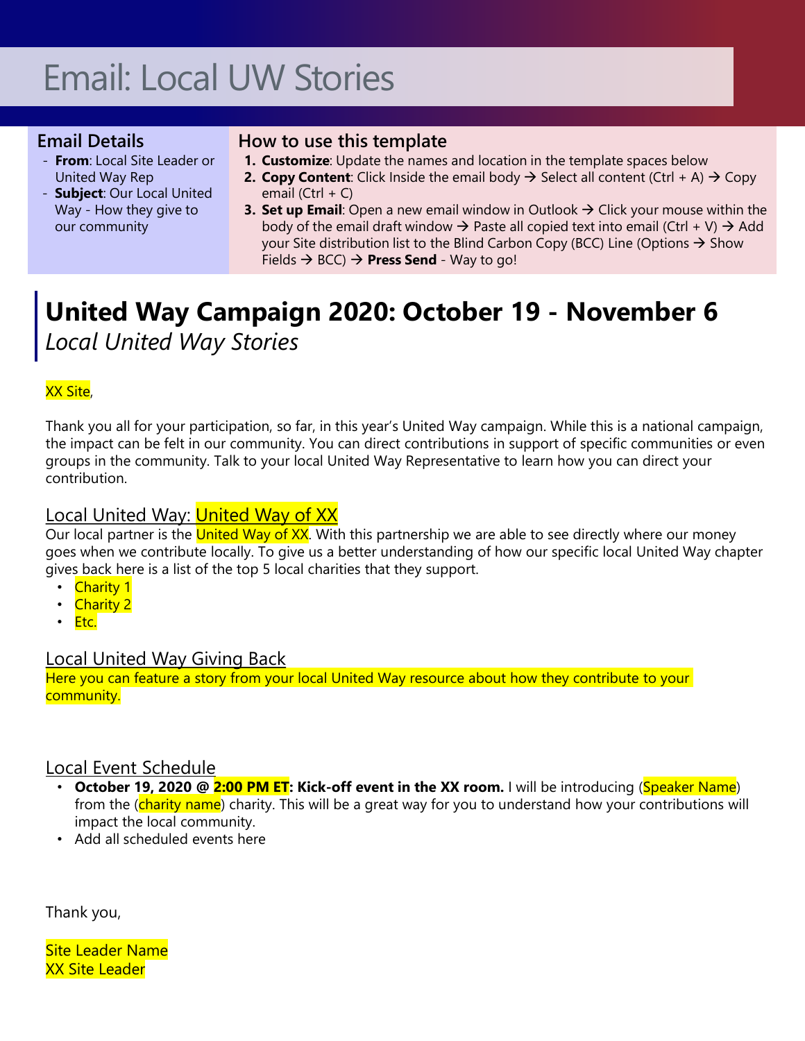# Email: Local UW Stories

## Email Details

- **From**: Local Site Leader or United Way Rep
- **Subject**: Our Local United Way - How they give to our community

## How to use this template

1. **Customize**: Update the names and location in the template spaces below
2. **Copy Content**: Click Inside the email body → Select all content (Ctrl + A) → Copy email (Ctrl + C)
3. **Set up Email**: Open a new email window in Outlook → Click your mouse within the body of the email draft window → Paste all copied text into email (Ctrl + V) → Add your Site distribution list to the Blind Carbon Copy (BCC) Line (Options → Show Fields → BCC) → **Press Send** - Way to go!

# United Way Campaign 2020: October 19 - November 6

*Local United Way Stories*

XX Site,

Thank you all for your participation, so far, in this year's United Way campaign. While this is a national campaign, the impact can be felt in our community. You can direct contributions in support of specific communities or even groups in the community. Talk to your local United Way Representative to learn how you can direct your contribution.

## Local United Way: United Way of XX

Our local partner is the United Way of XX. With this partnership we are able to see directly where our money goes when we contribute locally. To give us a better understanding of how our specific local United Way chapter gives back here is a list of the top 5 local charities that they support.

- Charity 1
- Charity 2
- Etc.

## Local United Way Giving Back

Here you can feature a story from your local United Way resource about how they contribute to your community.

## Local Event Schedule

- **October 19, 2020 @ 2:00 PM ET: Kick-off event in the XX room.** I will be introducing (Speaker Name) from the (charity name) charity. This will be a great way for you to understand how your contributions will impact the local community.
- Add all scheduled events here

Thank you,

Site Leader Name
XX Site Leader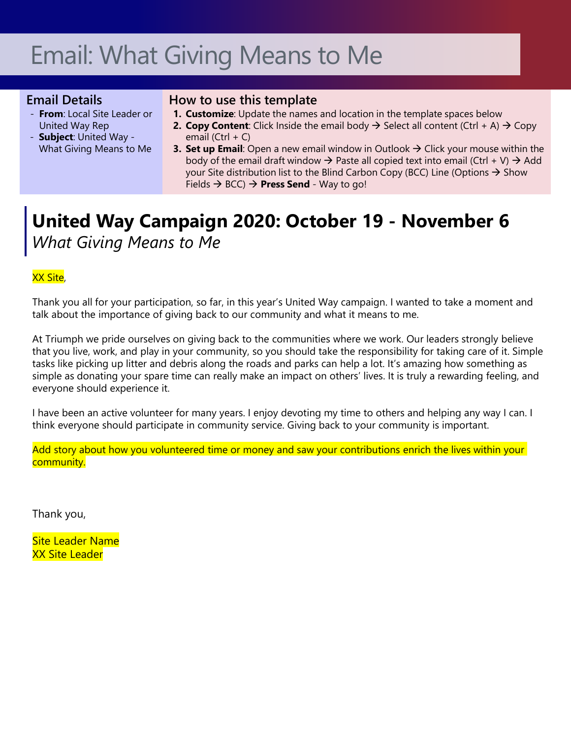# Email: What Giving Means to Me

## Email Details

- **From**: Local Site Leader or United Way Rep
- **Subject**: United Way - What Giving Means to Me

## How to use this template

1. **Customize**: Update the names and location in the template spaces below
2. **Copy Content**: Click Inside the email body → Select all content (Ctrl + A) → Copy email (Ctrl + C)
3. **Set up Email**: Open a new email window in Outlook → Click your mouse within the body of the email draft window → Paste all copied text into email (Ctrl + V) → Add your Site distribution list to the Blind Carbon Copy (BCC) Line (Options → Show Fields → BCC) → **Press Send** - Way to go!

## United Way Campaign 2020: October 19 - November 6

*What Giving Means to Me*

XX Site,

Thank you all for your participation, so far, in this year's United Way campaign. I wanted to take a moment and talk about the importance of giving back to our community and what it means to me.

At Triumph we pride ourselves on giving back to the communities where we work. Our leaders strongly believe that you live, work, and play in your community, so you should take the responsibility for taking care of it. Simple tasks like picking up litter and debris along the roads and parks can help a lot. It's amazing how something as simple as donating your spare time can really make an impact on others' lives. It is truly a rewarding feeling, and everyone should experience it.

I have been an active volunteer for many years. I enjoy devoting my time to others and helping any way I can. I think everyone should participate in community service. Giving back to your community is important.

Add story about how you volunteered time or money and saw your contributions enrich the lives within your community.

Thank you,

Site Leader Name
XX Site Leader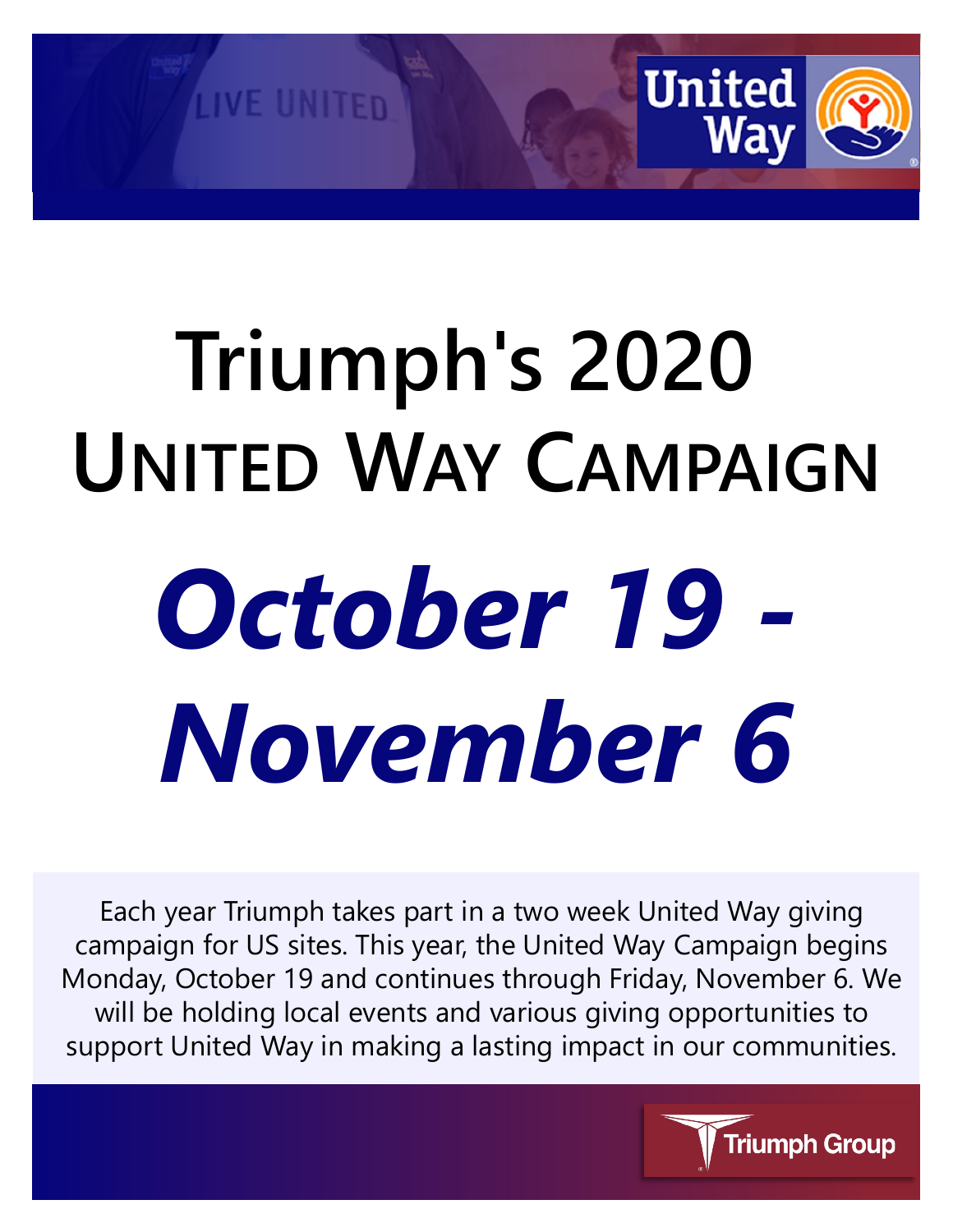# Triumph's 2020 United Way Campaign

## *October 19 - November 6*

Each year Triumph takes part in a two week United Way giving campaign for US sites. This year, the United Way Campaign begins Monday, October 19 and continues through Friday, November 6. We will be holding local events and various giving opportunities to support United Way in making a lasting impact in our communities.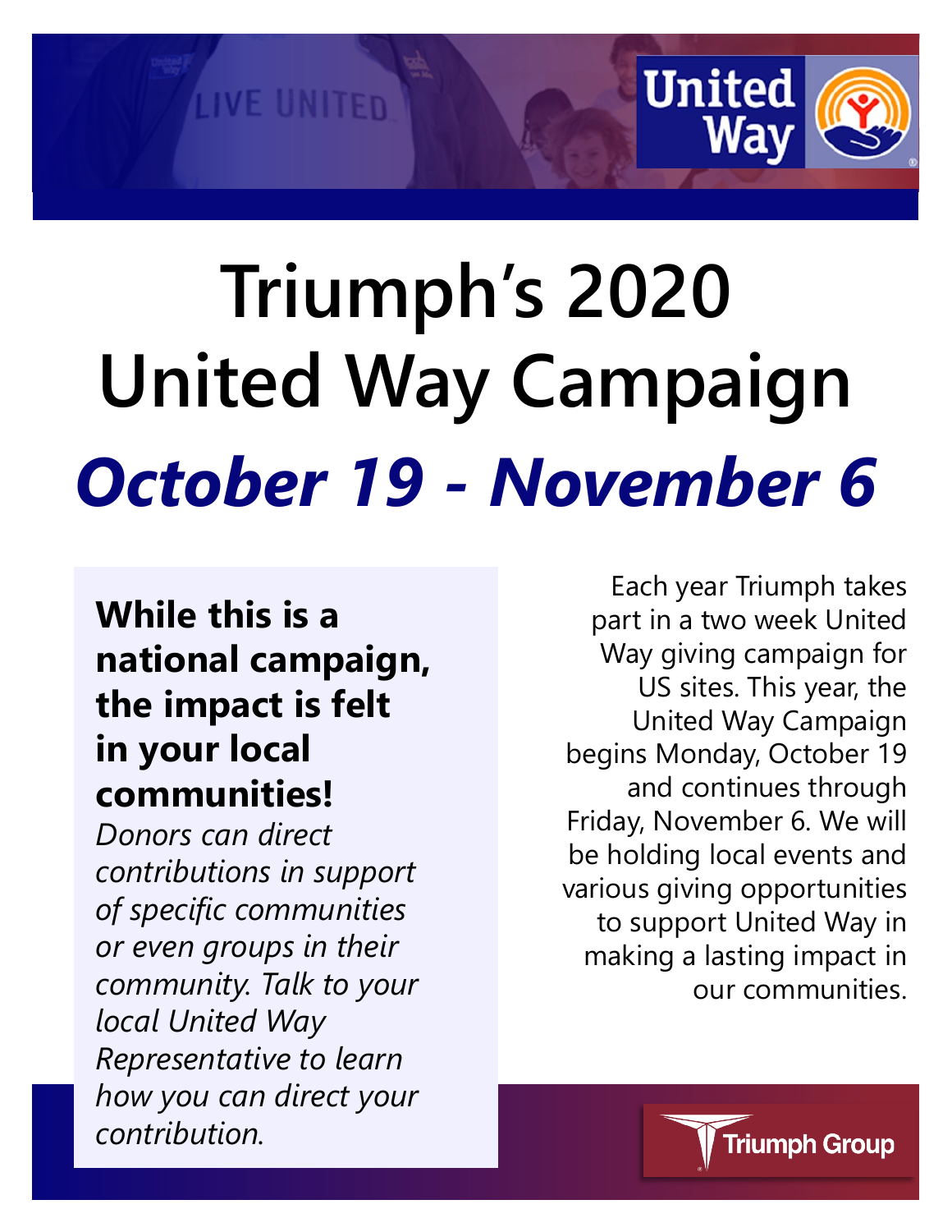# Triumph's 2020 United Way Campaign

## *October 19 - November 6*

Each year Triumph takes part in a two week United Way giving campaign for US sites. This year, the United Way Campaign begins Monday, October 19 and continues through Friday, November 6. We will be holding local events and various giving opportunities to support United Way in making a lasting impact in our communities.

**While this is a national campaign, the impact is felt in your local communities!**

*Donors can direct contributions in support of specific communities or even groups in their community. Talk to your local United Way Representative to learn how you can direct your contribution.*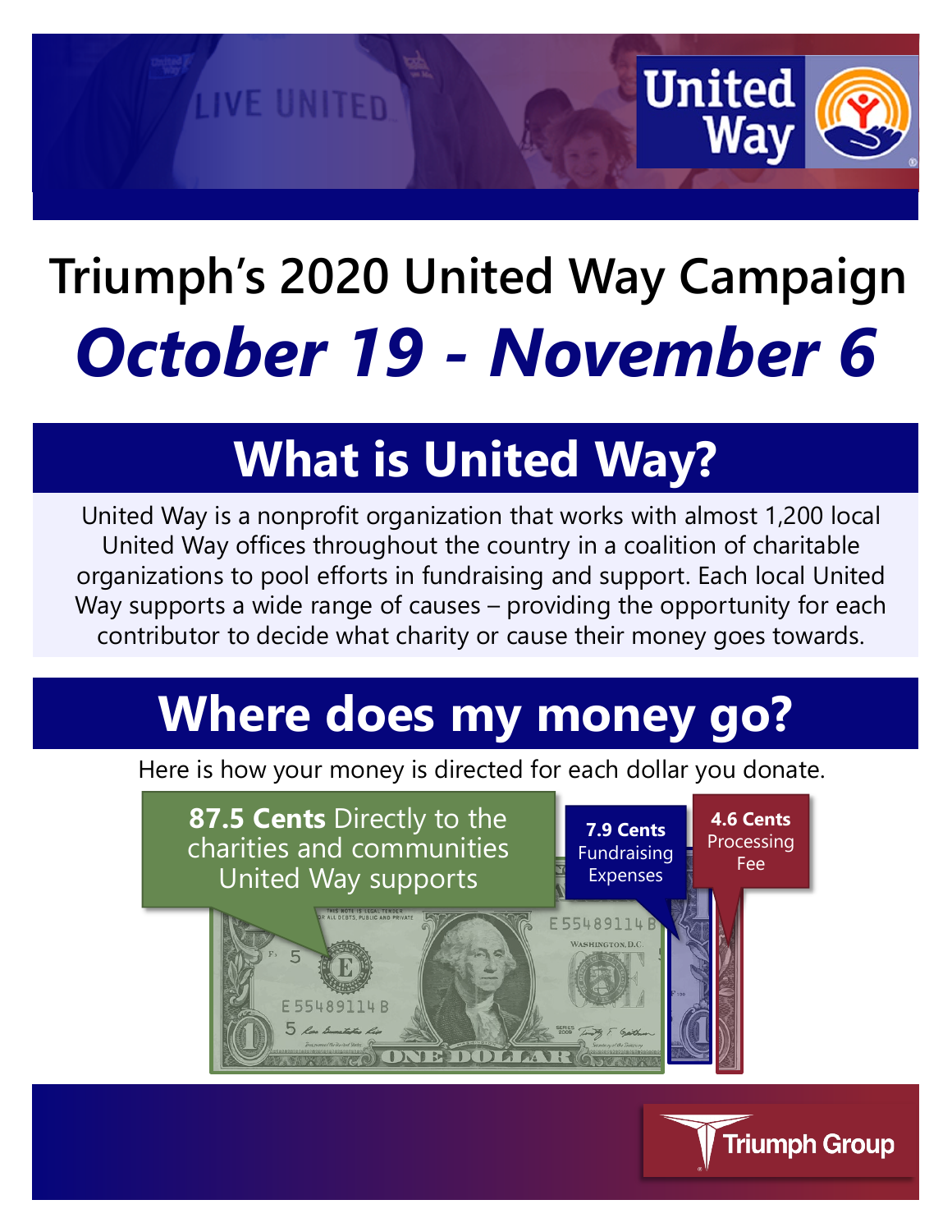# Triumph's 2020 United Way Campaign

## *October 19 - November 6*

## What is United Way?

United Way is a nonprofit organization that works with almost 1,200 local United Way offices throughout the country in a coalition of charitable organizations to pool efforts in fundraising and support. Each local United Way supports a wide range of causes – providing the opportunity for each contributor to decide what charity or cause their money goes towards.

## Where does my money go?

Here is how your money is directed for each dollar you donate.

**87.5 Cents** Directly to the charities and communities United Way supports

**7.9 Cents** Fundraising Expenses

**4.6 Cents** Processing Fee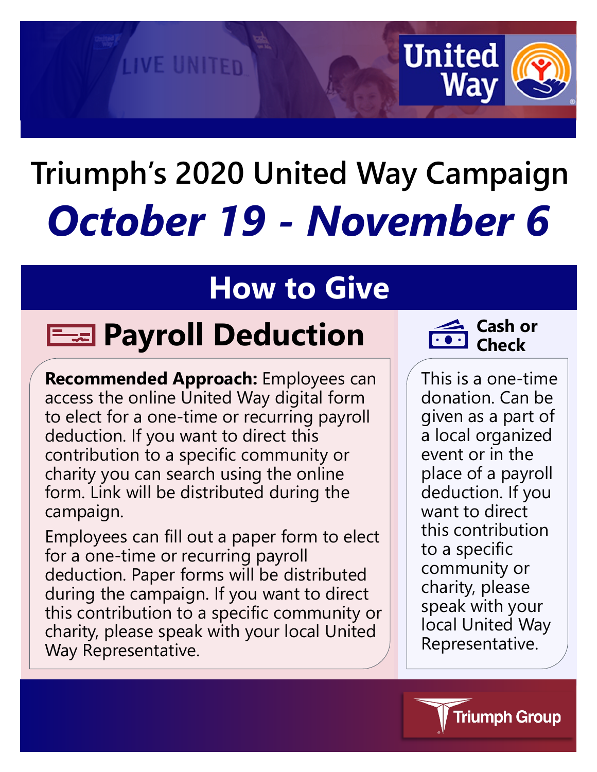# Triumph's 2020 United Way Campaign

## *October 19 - November 6*

## How to Give

### Payroll Deduction

**Recommended Approach:** Employees can access the online United Way digital form to elect for a one-time or recurring payroll deduction. If you want to direct this contribution to a specific community or charity you can search using the online form. Link will be distributed during the campaign.

Employees can fill out a paper form to elect for a one-time or recurring payroll deduction. Paper forms will be distributed during the campaign. If you want to direct this contribution to a specific community or charity, please speak with your local United Way Representative.

### Cash or Check

This is a one-time donation. Can be given as a part of a local organized event or in the place of a payroll deduction. If you want to direct this contribution to a specific community or charity, please speak with your local United Way Representative.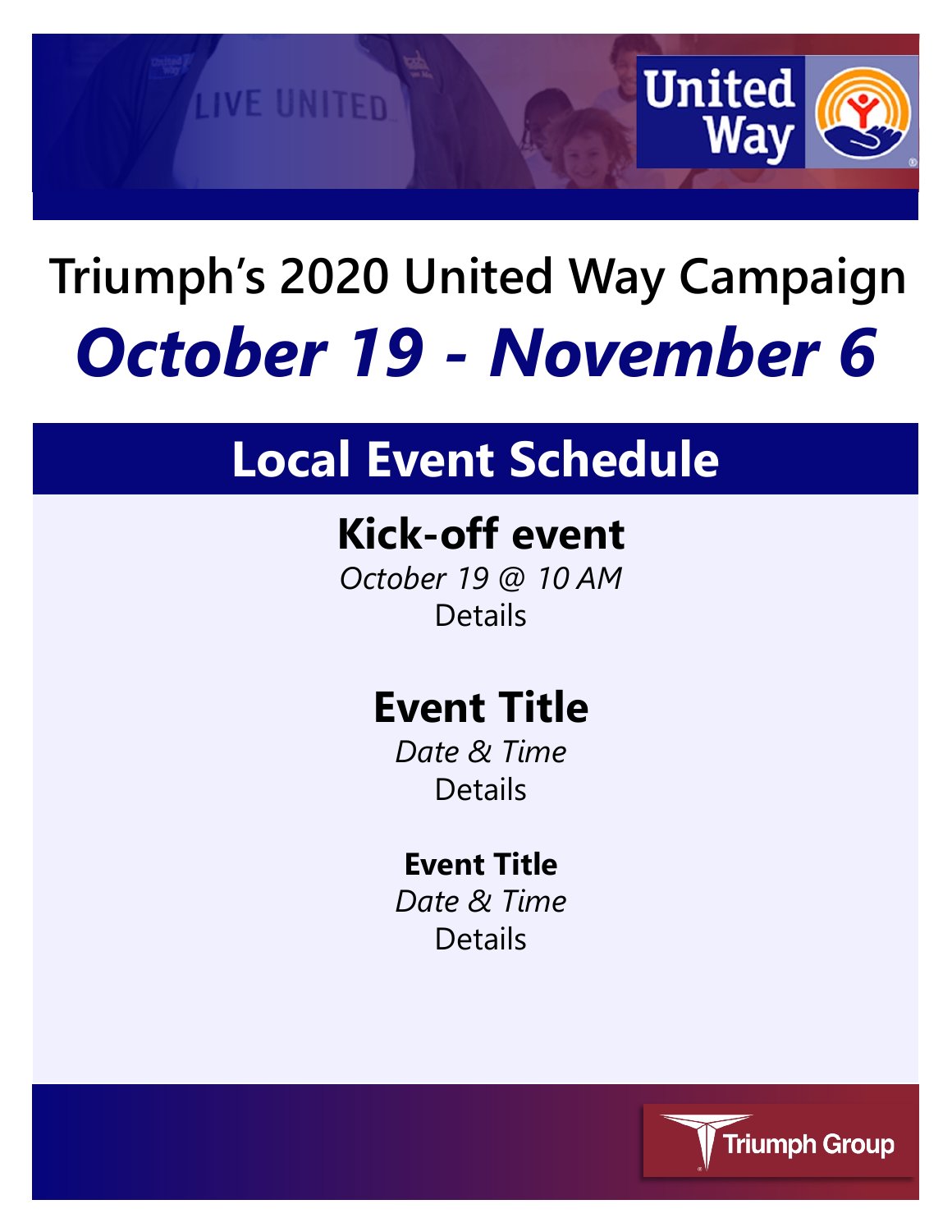# Triumph's 2020 United Way Campaign

## *October 19 - November 6*

## Local Event Schedule

### Kick-off event

*October 19 @ 10 AM*

Details

### Event Title

*Date & Time*

Details

**Event Title**

*Date & Time*

Details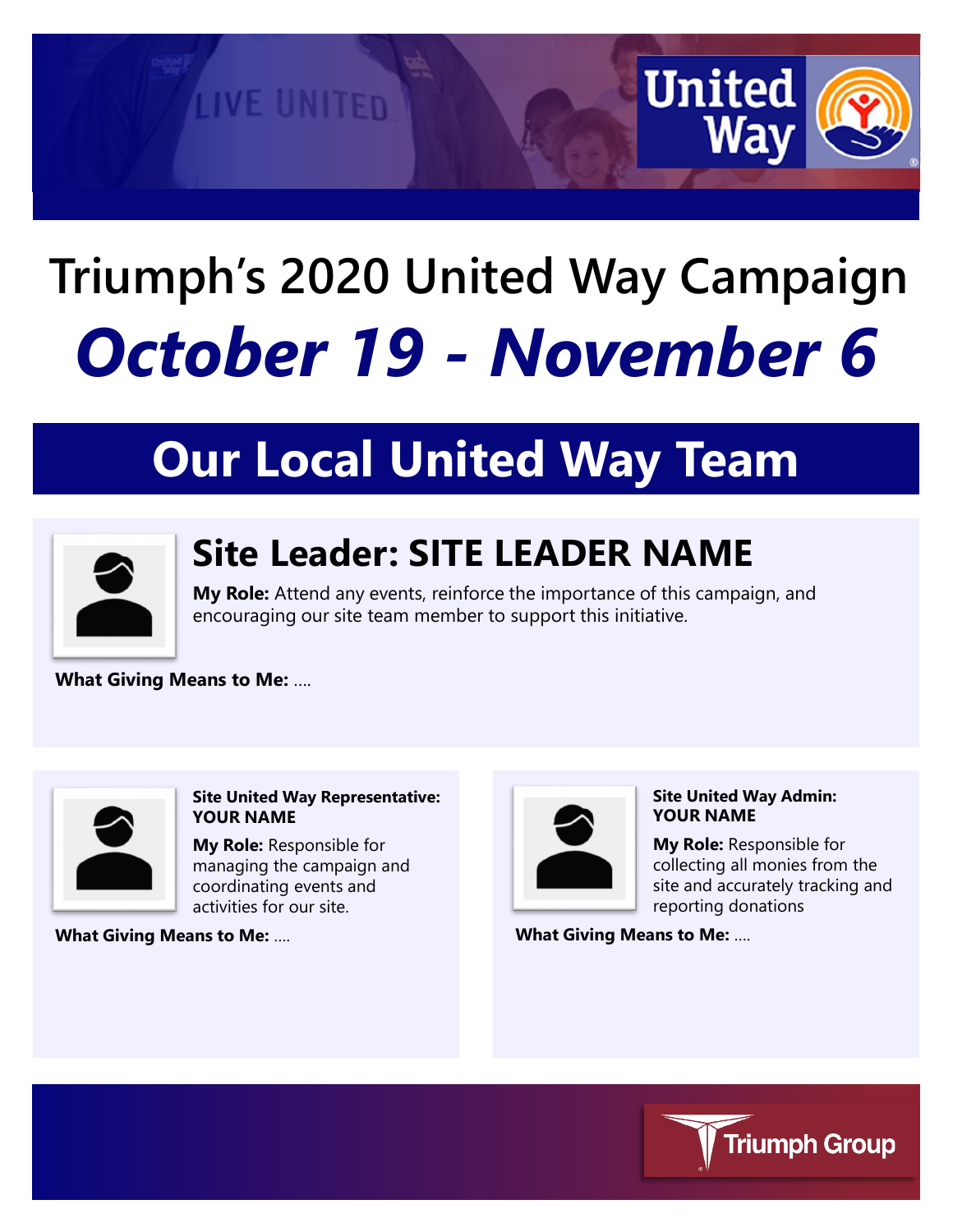# Triumph's 2020 United Way Campaign

## *October 19 - November 6*

## Our Local United Way Team

### Site Leader: SITE LEADER NAME

**My Role:** Attend any events, reinforce the importance of this campaign, and encouraging our site team member to support this initiative.

**What Giving Means to Me:** ....

### Site United Way Representative: YOUR NAME

**My Role:** Responsible for managing the campaign and coordinating events and activities for our site.

**What Giving Means to Me:** ....

### Site United Way Admin: YOUR NAME

**My Role:** Responsible for collecting all monies from the site and accurately tracking and reporting donations

**What Giving Means to Me:** ....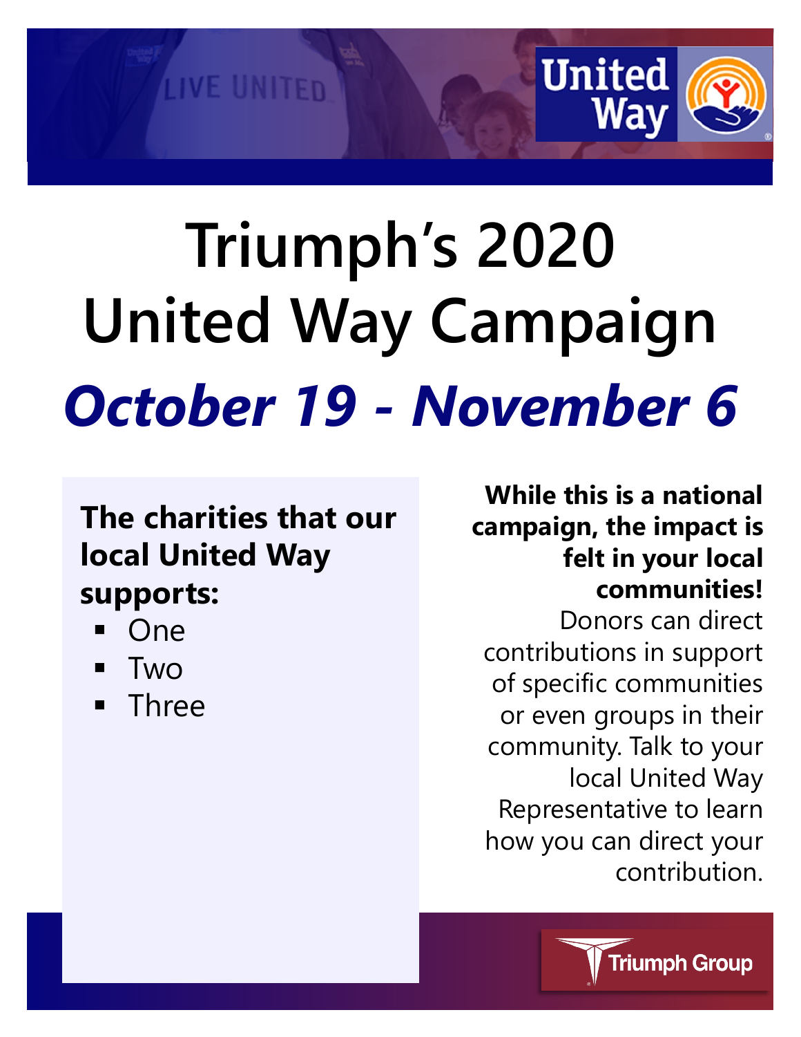# Triumph's 2020 United Way Campaign

## *October 19 - November 6*

**The charities that our local United Way supports:**

- One
- Two
- Three

**While this is a national campaign, the impact is felt in your local communities!** Donors can direct contributions in support of specific communities or even groups in their community. Talk to your local United Way Representative to learn how you can direct your contribution.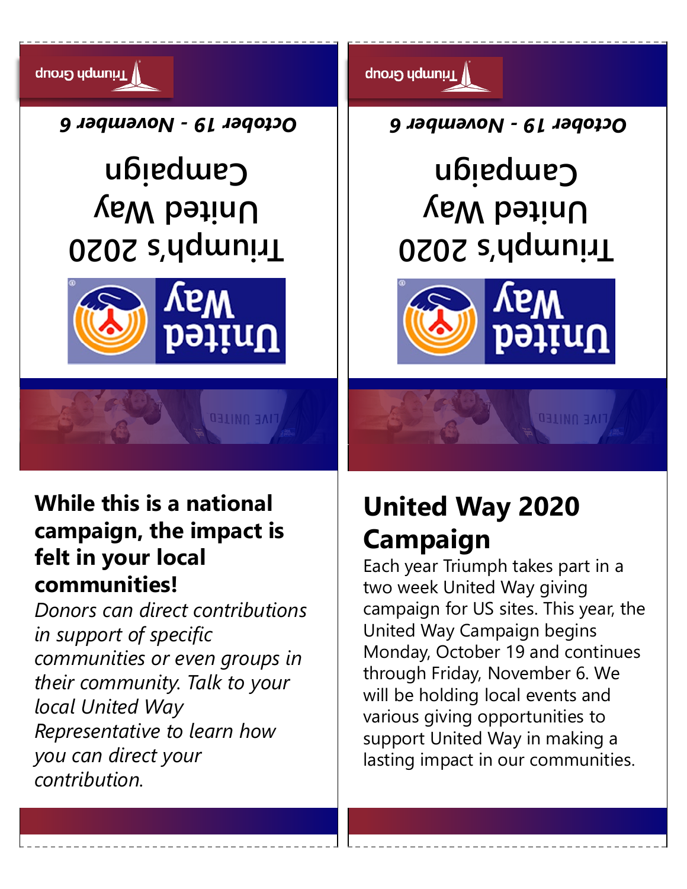Triumph Group

October 19 - November 6

Triumph's 2020 United Way Campaign

United Way

LIVE UNITED

Triumph Group

October 19 - November 6

Triumph's 2020 United Way Campaign

United Way

LIVE UNITED

**While this is a national campaign, the impact is felt in your local communities!**

*Donors can direct contributions in support of specific communities or even groups in their community. Talk to your local United Way Representative to learn how you can direct your contribution.*

## United Way 2020 Campaign

Each year Triumph takes part in a two week United Way giving campaign for US sites. This year, the United Way Campaign begins Monday, October 19 and continues through Friday, November 6. We will be holding local events and various giving opportunities to support United Way in making a lasting impact in our communities.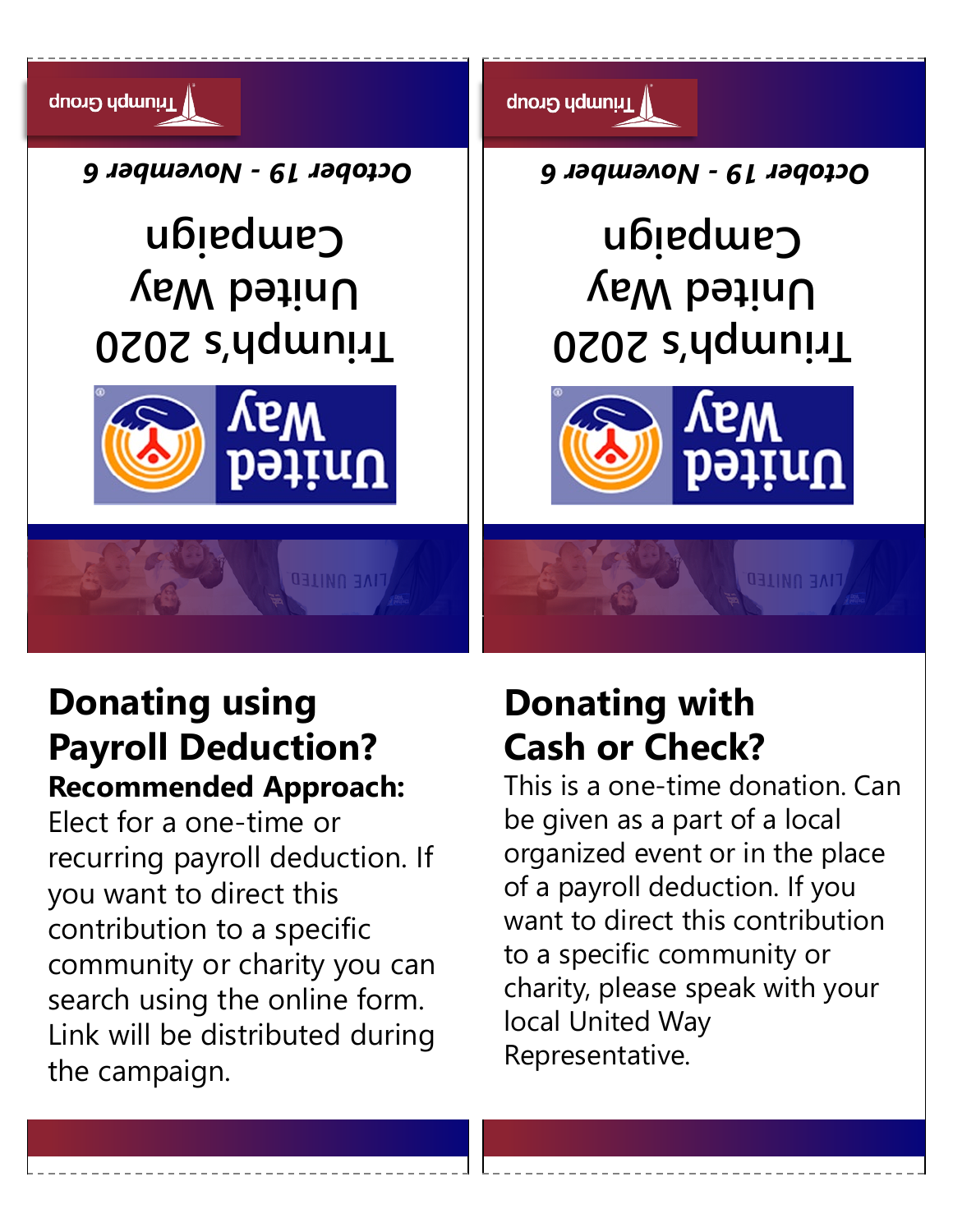Triumph Group

October 19 - November 6

Triumph's 2020 United Way Campaign

United Way

## Donating using Payroll Deduction?

**Recommended Approach:**

Elect for a one-time or recurring payroll deduction. If you want to direct this contribution to a specific community or charity you can search using the online form. Link will be distributed during the campaign.

Triumph Group

October 19 - November 6

Triumph's 2020 United Way Campaign

United Way

## Donating with Cash or Check?

This is a one-time donation. Can be given as a part of a local organized event or in the place of a payroll deduction. If you want to direct this contribution to a specific community or charity, please speak with your local United Way Representative.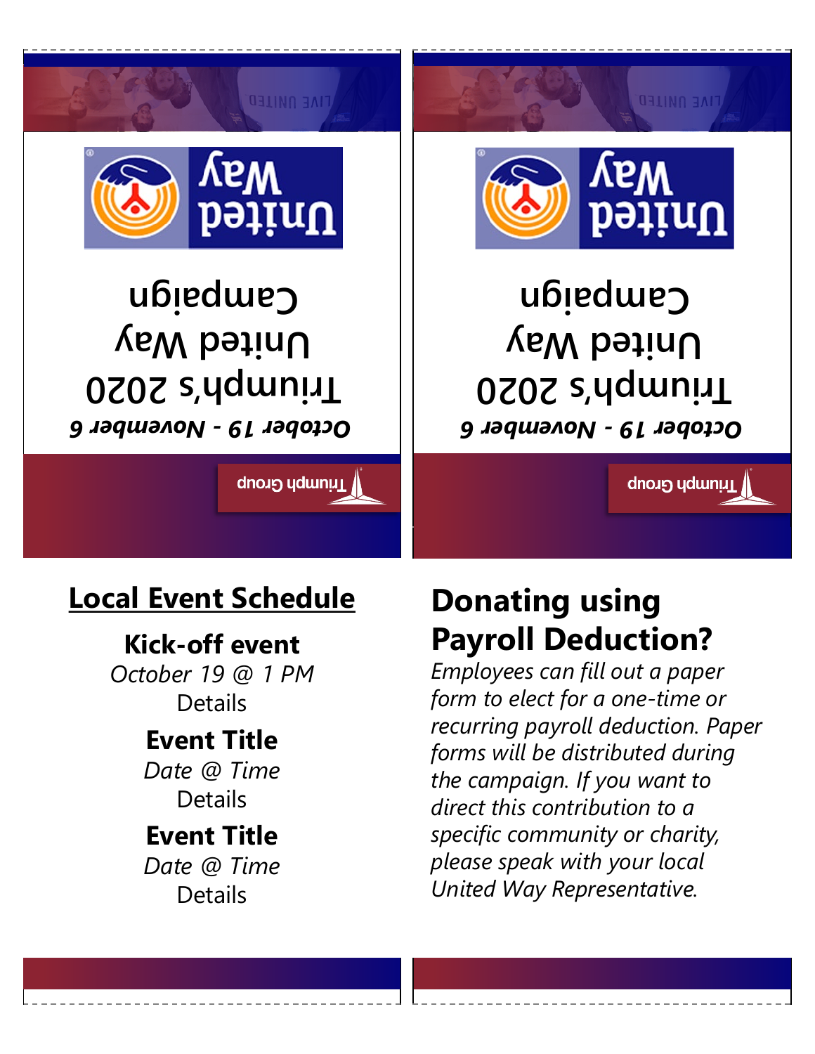October 19 - November 6

Triumph's 2020
United Way
Campaign

October 19 - November 6

Triumph's 2020
United Way
Campaign

## Local Event Schedule

**Kick-off event**
*October 19 @ 1 PM*
Details

**Event Title**
*Date @ Time*
Details

**Event Title**
*Date @ Time*
Details

## Donating using Payroll Deduction?

*Employees can fill out a paper form to elect for a one-time or recurring payroll deduction. Paper forms will be distributed during the campaign. If you want to direct this contribution to a specific community or charity, please speak with your local United Way Representative.*